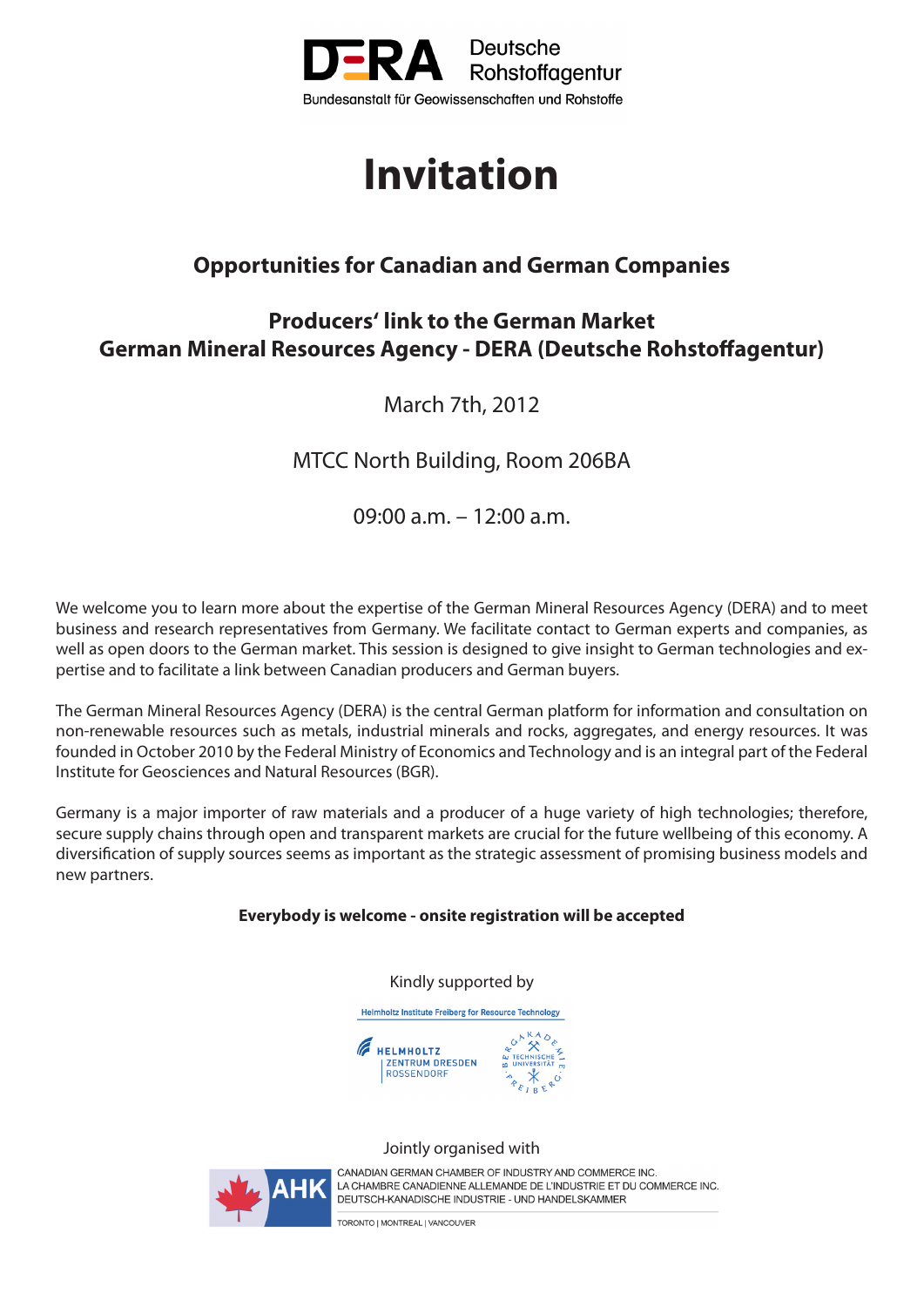DERA Deutsche Rohstoffagentur

Bundesanstalt für Geowissenschaften und Rohstoffe

# Invitation

## Opportunities for Canadian and German Companies

## Producers' link to the German Market
## German Mineral Resources Agency - DERA (Deutsche Rohstoffagentur)

March 7th, 2012

MTCC North Building, Room 206BA

09:00 a.m. – 12:00 a.m.

We welcome you to learn more about the expertise of the German Mineral Resources Agency (DERA) and to meet business and research representatives from Germany. We facilitate contact to German experts and companies, as well as open doors to the German market. This session is designed to give insight to German technologies and expertise and to facilitate a link between Canadian producers and German buyers.

The German Mineral Resources Agency (DERA) is the central German platform for information and consultation on non-renewable resources such as metals, industrial minerals and rocks, aggregates, and energy resources. It was founded in October 2010 by the Federal Ministry of Economics and Technology and is an integral part of the Federal Institute for Geosciences and Natural Resources (BGR).

Germany is a major importer of raw materials and a producer of a huge variety of high technologies; therefore, secure supply chains through open and transparent markets are crucial for the future wellbeing of this economy. A diversification of supply sources seems as important as the strategic assessment of promising business models and new partners.

**Everybody is welcome - onsite registration will be accepted**

Kindly supported by

Helmholtz Institute Freiberg for Resource Technology

HELMHOLTZ ZENTRUM DRESDEN ROSSENDORF

Bergakademie Technische Universität Freiberg

Jointly organised with

AHK

CANADIAN GERMAN CHAMBER OF INDUSTRY AND COMMERCE INC.
LA CHAMBRE CANADIENNE ALLEMANDE DE L'INDUSTRIE ET DU COMMERCE INC.
DEUTSCH-KANADISCHE INDUSTRIE - UND HANDELSKAMMER

TORONTO | MONTREAL | VANCOUVER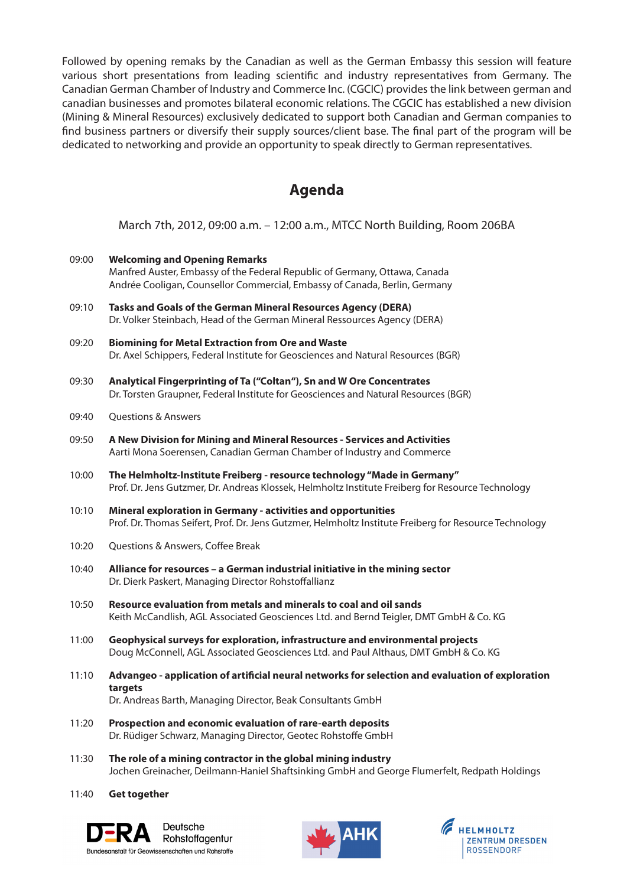Followed by opening remaks by the Canadian as well as the German Embassy this session will feature various short presentations from leading scientific and industry representatives from Germany. The Canadian German Chamber of Industry and Commerce Inc. (CGCIC) provides the link between german and canadian businesses and promotes bilateral economic relations. The CGCIC has established a new division (Mining & Mineral Resources) exclusively dedicated to support both Canadian and German companies to find business partners or diversify their supply sources/client base. The final part of the program will be dedicated to networking and provide an opportunity to speak directly to German representatives.

## Agenda

March 7th, 2012, 09:00 a.m. – 12:00 a.m., MTCC North Building, Room 206BA

09:00 **Welcoming and Opening Remarks**
Manfred Auster, Embassy of the Federal Republic of Germany, Ottawa, Canada
Andrée Cooligan, Counsellor Commercial, Embassy of Canada, Berlin, Germany

09:10 **Tasks and Goals of the German Mineral Resources Agency (DERA)**
Dr. Volker Steinbach, Head of the German Mineral Ressources Agency (DERA)

09:20 **Biomining for Metal Extraction from Ore and Waste**
Dr. Axel Schippers, Federal Institute for Geosciences and Natural Resources (BGR)

09:30 **Analytical Fingerprinting of Ta ("Coltan"), Sn and W Ore Concentrates**
Dr. Torsten Graupner, Federal Institute for Geosciences and Natural Resources (BGR)

09:40 Questions & Answers

09:50 **A New Division for Mining and Mineral Resources - Services and Activities**
Aarti Mona Soerensen, Canadian German Chamber of Industry and Commerce

10:00 **The Helmholtz-Institute Freiberg - resource technology "Made in Germany"**
Prof. Dr. Jens Gutzmer, Dr. Andreas Klossek, Helmholtz Institute Freiberg for Resource Technology

10:10 **Mineral exploration in Germany - activities and opportunities**
Prof. Dr. Thomas Seifert, Prof. Dr. Jens Gutzmer, Helmholtz Institute Freiberg for Resource Technology

10:20 Questions & Answers, Coffee Break

10:40 **Alliance for resources – a German industrial initiative in the mining sector**
Dr. Dierk Paskert, Managing Director Rohstoffallianz

10:50 **Resource evaluation from metals and minerals to coal and oil sands**
Keith McCandlish, AGL Associated Geosciences Ltd. and Bernd Teigler, DMT GmbH & Co. KG

11:00 **Geophysical surveys for exploration, infrastructure and environmental projects**
Doug McConnell, AGL Associated Geosciences Ltd. and Paul Althaus, DMT GmbH & Co. KG

11:10 **Advangeo - application of artificial neural networks for selection and evaluation of exploration targets**
Dr. Andreas Barth, Managing Director, Beak Consultants GmbH

11:20 **Prospection and economic evaluation of rare-earth deposits**
Dr. Rüdiger Schwarz, Managing Director, Geotec Rohstoffe GmbH

11:30 **The role of a mining contractor in the global mining industry**
Jochen Greinacher, Deilmann-Haniel Shaftsinking GmbH and George Flumerfelt, Redpath Holdings

11:40 **Get together**

DERA Deutsche Rohstoffagentur
Bundesanstalt für Geowissenschaften und Rohstoffe

AHK

HELMHOLTZ ZENTRUM DRESDEN ROSSENDORF